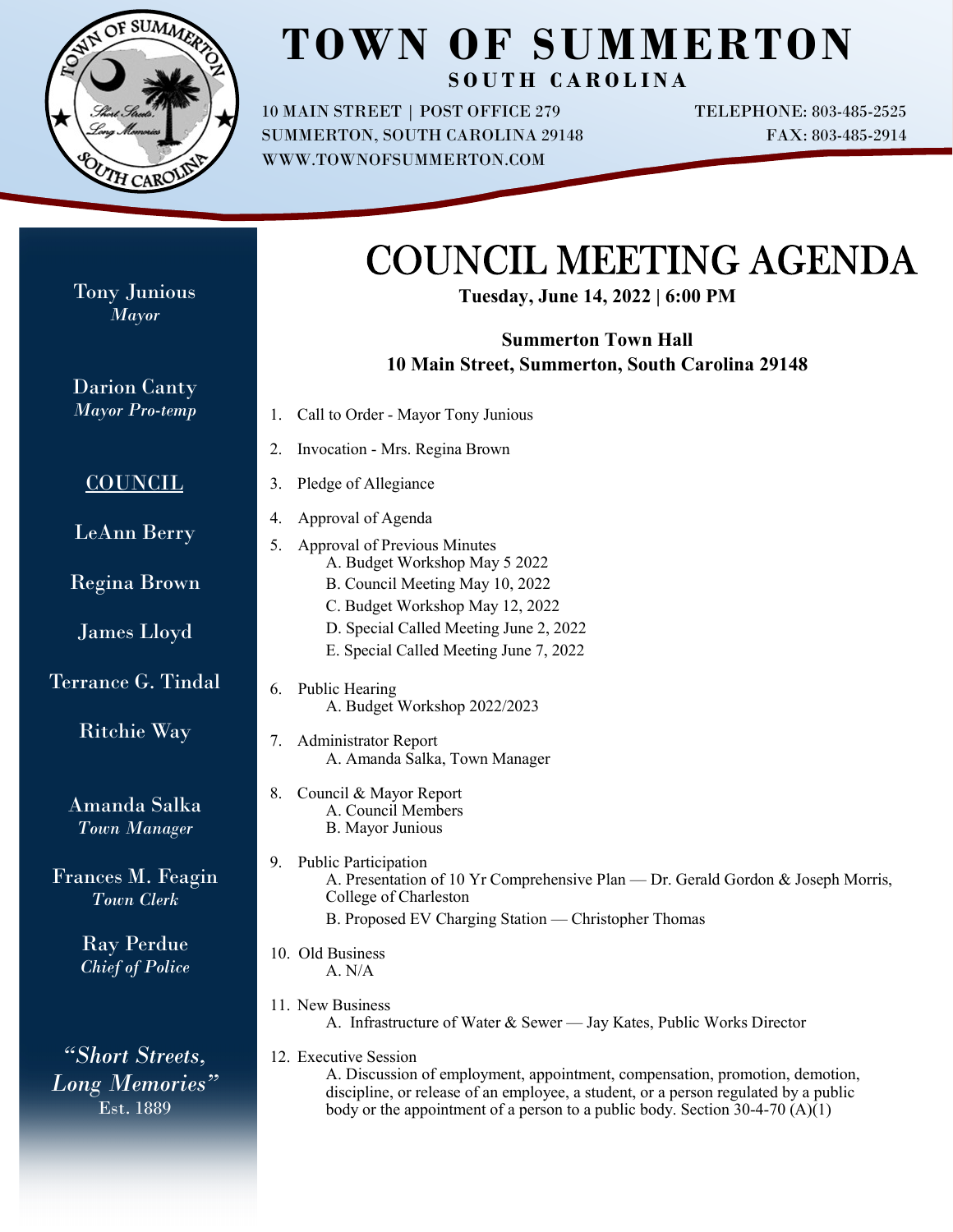# TOWN OF SUMMERTON

**SOUTH CAROLINA**

10 MAIN STREET | POST OFFICE 279
SUMMERTON, SOUTH CAROLINA 29148
WWW.TOWNOFSUMMERTON.COM

TELEPHONE: 803-485-2525
FAX: 803-485-2914

Tony Junious
*Mayor*

Darion Canty
*Mayor Pro-temp*

COUNCIL

LeAnn Berry

Regina Brown

James Lloyd

Terrance G. Tindal

Ritchie Way

Amanda Salka
*Town Manager*

Frances M. Feagin
*Town Clerk*

Ray Perdue
*Chief of Police*

*"Short Streets, Long Memories"*
Est. 1889

## COUNCIL MEETING AGENDA

**Tuesday, June 14, 2022 | 6:00 PM**

**Summerton Town Hall**
**10 Main Street, Summerton, South Carolina 29148**

1. Call to Order - Mayor Tony Junious
2. Invocation - Mrs. Regina Brown
3. Pledge of Allegiance
4. Approval of Agenda
5. Approval of Previous Minutes
   A. Budget Workshop May 5 2022
   B. Council Meeting May 10, 2022
   C. Budget Workshop May 12, 2022
   D. Special Called Meeting June 2, 2022
   E. Special Called Meeting June 7, 2022
6. Public Hearing
   A. Budget Workshop 2022/2023
7. Administrator Report
   A. Amanda Salka, Town Manager
8. Council & Mayor Report
   A. Council Members
   B. Mayor Junious
9. Public Participation
   A. Presentation of 10 Yr Comprehensive Plan — Dr. Gerald Gordon & Joseph Morris, College of Charleston
   B. Proposed EV Charging Station — Christopher Thomas
10. Old Business
    A. N/A
11. New Business
    A. Infrastructure of Water & Sewer — Jay Kates, Public Works Director
12. Executive Session
    A. Discussion of employment, appointment, compensation, promotion, demotion, discipline, or release of an employee, a student, or a person regulated by a public body or the appointment of a person to a public body. Section 30-4-70 (A)(1)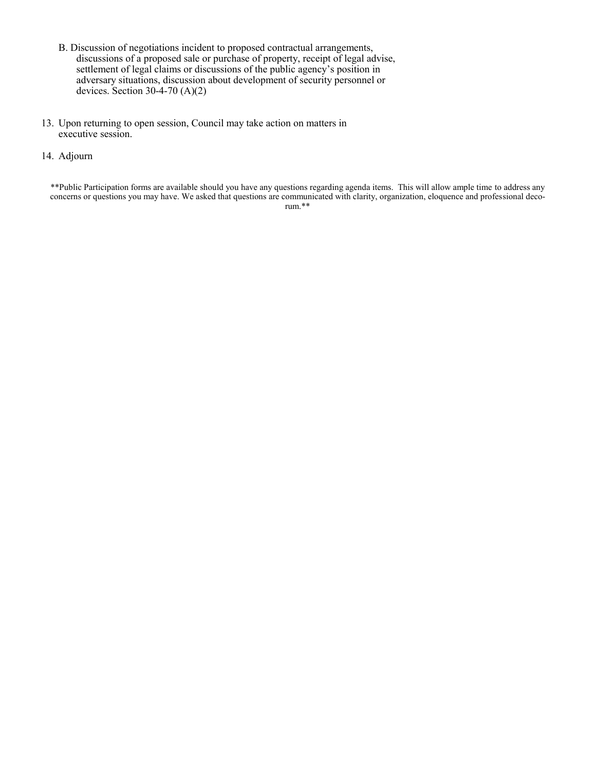B. Discussion of negotiations incident to proposed contractual arrangements, discussions of a proposed sale or purchase of property, receipt of legal advise, settlement of legal claims or discussions of the public agency's position in adversary situations, discussion about development of security personnel or devices. Section 30-4-70 (A)(2)

13. Upon returning to open session, Council may take action on matters in executive session.

14. Adjourn

**Public Participation forms are available should you have any questions regarding agenda items. This will allow ample time to address any concerns or questions you may have. We asked that questions are communicated with clarity, organization, eloquence and professional decorum.**